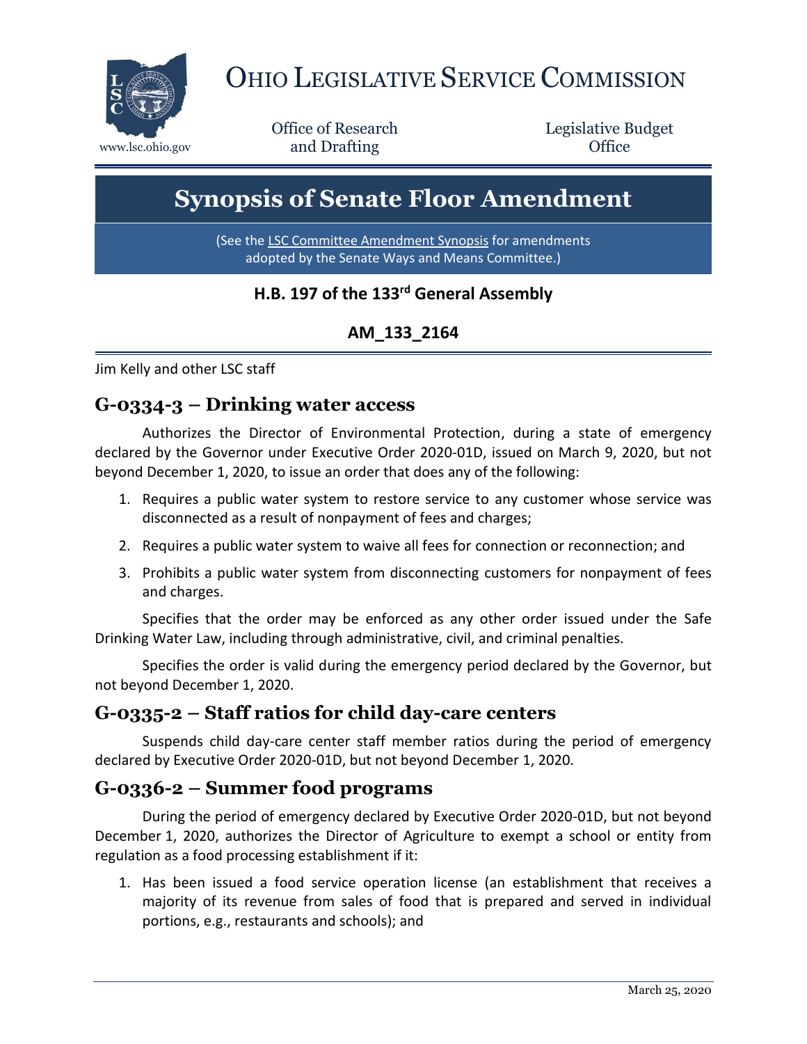# Ohio Legislative Service Commission

www.lsc.ohio.gov

Office of Research and Drafting

Legislative Budget Office

# Synopsis of Senate Floor Amendment

(See the LSC Committee Amendment Synopsis for amendments adopted by the Senate Ways and Means Committee.)

### H.B. 197 of the 133rd General Assembly

### AM_133_2164

Jim Kelly and other LSC staff

## G-0334-3 – Drinking water access

Authorizes the Director of Environmental Protection, during a state of emergency declared by the Governor under Executive Order 2020-01D, issued on March 9, 2020, but not beyond December 1, 2020, to issue an order that does any of the following:

1. Requires a public water system to restore service to any customer whose service was disconnected as a result of nonpayment of fees and charges;
2. Requires a public water system to waive all fees for connection or reconnection; and
3. Prohibits a public water system from disconnecting customers for nonpayment of fees and charges.

Specifies that the order may be enforced as any other order issued under the Safe Drinking Water Law, including through administrative, civil, and criminal penalties.

Specifies the order is valid during the emergency period declared by the Governor, but not beyond December 1, 2020.

## G-0335-2 – Staff ratios for child day-care centers

Suspends child day-care center staff member ratios during the period of emergency declared by Executive Order 2020-01D, but not beyond December 1, 2020.

## G-0336-2 – Summer food programs

During the period of emergency declared by Executive Order 2020-01D, but not beyond December 1, 2020, authorizes the Director of Agriculture to exempt a school or entity from regulation as a food processing establishment if it:

1. Has been issued a food service operation license (an establishment that receives a majority of its revenue from sales of food that is prepared and served in individual portions, e.g., restaurants and schools); and

March 25, 2020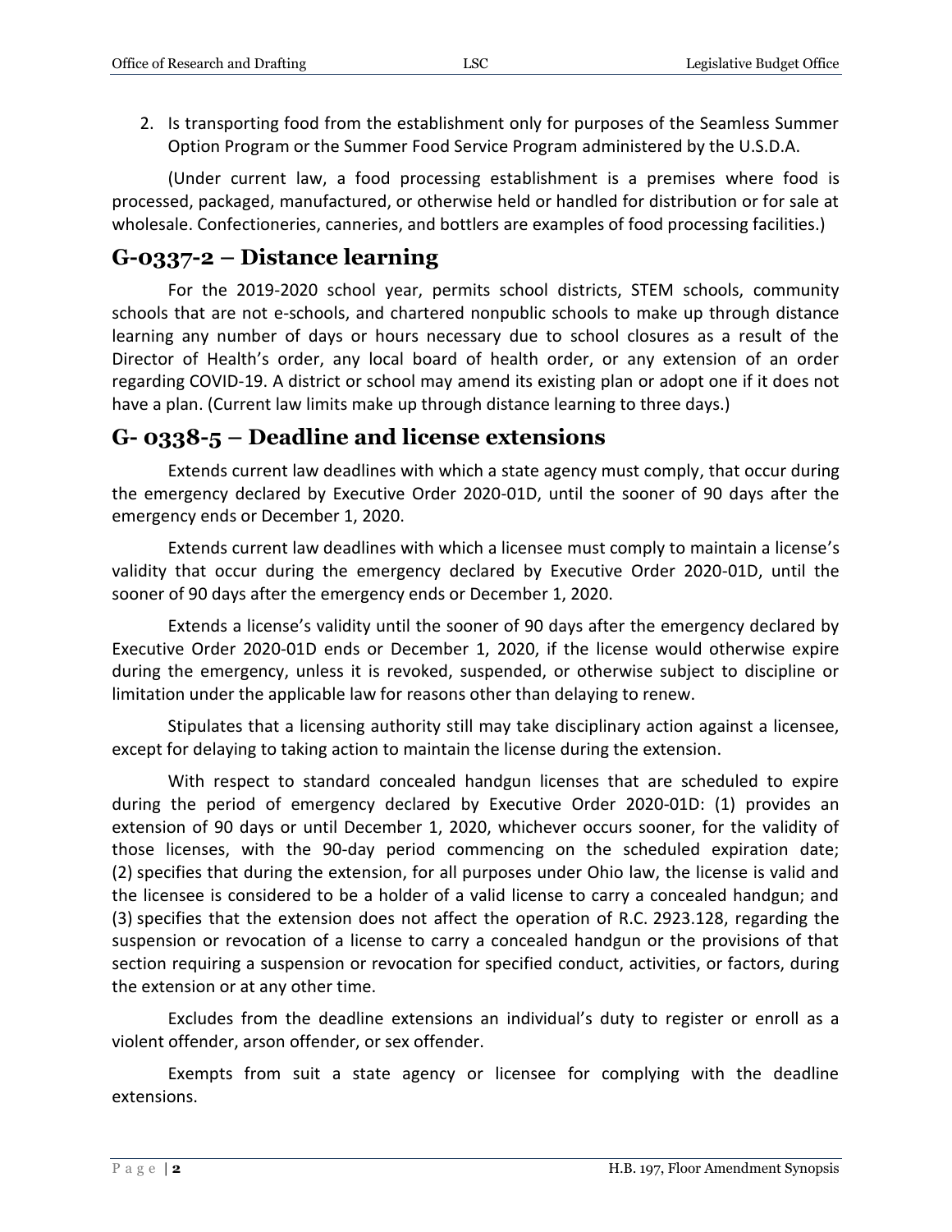2. Is transporting food from the establishment only for purposes of the Seamless Summer Option Program or the Summer Food Service Program administered by the U.S.D.A.

(Under current law, a food processing establishment is a premises where food is processed, packaged, manufactured, or otherwise held or handled for distribution or for sale at wholesale. Confectioneries, canneries, and bottlers are examples of food processing facilities.)

## G-0337-2 – Distance learning

For the 2019-2020 school year, permits school districts, STEM schools, community schools that are not e-schools, and chartered nonpublic schools to make up through distance learning any number of days or hours necessary due to school closures as a result of the Director of Health's order, any local board of health order, or any extension of an order regarding COVID-19. A district or school may amend its existing plan or adopt one if it does not have a plan. (Current law limits make up through distance learning to three days.)

## G- 0338-5 – Deadline and license extensions

Extends current law deadlines with which a state agency must comply, that occur during the emergency declared by Executive Order 2020-01D, until the sooner of 90 days after the emergency ends or December 1, 2020.

Extends current law deadlines with which a licensee must comply to maintain a license's validity that occur during the emergency declared by Executive Order 2020-01D, until the sooner of 90 days after the emergency ends or December 1, 2020.

Extends a license's validity until the sooner of 90 days after the emergency declared by Executive Order 2020-01D ends or December 1, 2020, if the license would otherwise expire during the emergency, unless it is revoked, suspended, or otherwise subject to discipline or limitation under the applicable law for reasons other than delaying to renew.

Stipulates that a licensing authority still may take disciplinary action against a licensee, except for delaying to taking action to maintain the license during the extension.

With respect to standard concealed handgun licenses that are scheduled to expire during the period of emergency declared by Executive Order 2020-01D: (1) provides an extension of 90 days or until December 1, 2020, whichever occurs sooner, for the validity of those licenses, with the 90-day period commencing on the scheduled expiration date; (2) specifies that during the extension, for all purposes under Ohio law, the license is valid and the licensee is considered to be a holder of a valid license to carry a concealed handgun; and (3) specifies that the extension does not affect the operation of R.C. 2923.128, regarding the suspension or revocation of a license to carry a concealed handgun or the provisions of that section requiring a suspension or revocation for specified conduct, activities, or factors, during the extension or at any other time.

Excludes from the deadline extensions an individual's duty to register or enroll as a violent offender, arson offender, or sex offender.

Exempts from suit a state agency or licensee for complying with the deadline extensions.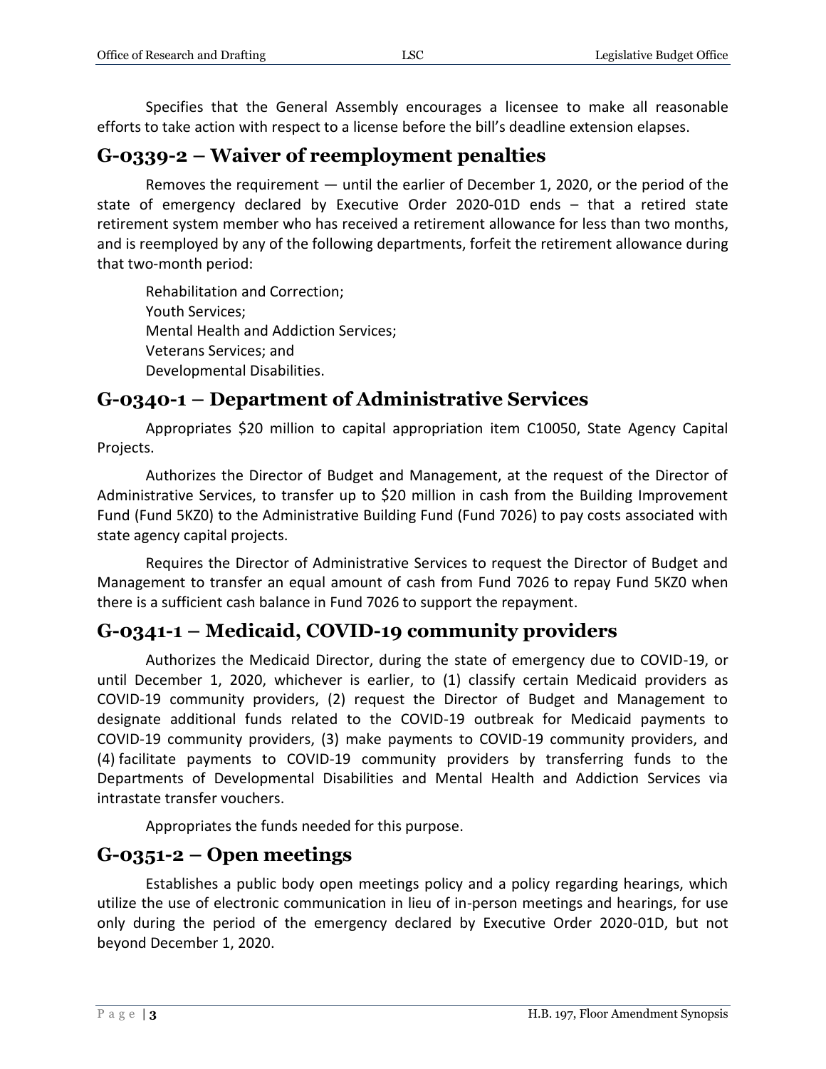Specifies that the General Assembly encourages a licensee to make all reasonable efforts to take action with respect to a license before the bill's deadline extension elapses.

## G-0339-2 – Waiver of reemployment penalties

Removes the requirement — until the earlier of December 1, 2020, or the period of the state of emergency declared by Executive Order 2020-01D ends – that a retired state retirement system member who has received a retirement allowance for less than two months, and is reemployed by any of the following departments, forfeit the retirement allowance during that two-month period:

Rehabilitation and Correction;
Youth Services;
Mental Health and Addiction Services;
Veterans Services; and
Developmental Disabilities.

## G-0340-1 – Department of Administrative Services

Appropriates $20 million to capital appropriation item C10050, State Agency Capital Projects.

Authorizes the Director of Budget and Management, at the request of the Director of Administrative Services, to transfer up to $20 million in cash from the Building Improvement Fund (Fund 5KZ0) to the Administrative Building Fund (Fund 7026) to pay costs associated with state agency capital projects.

Requires the Director of Administrative Services to request the Director of Budget and Management to transfer an equal amount of cash from Fund 7026 to repay Fund 5KZ0 when there is a sufficient cash balance in Fund 7026 to support the repayment.

## G-0341-1 – Medicaid, COVID-19 community providers

Authorizes the Medicaid Director, during the state of emergency due to COVID-19, or until December 1, 2020, whichever is earlier, to (1) classify certain Medicaid providers as COVID-19 community providers, (2) request the Director of Budget and Management to designate additional funds related to the COVID-19 outbreak for Medicaid payments to COVID-19 community providers, (3) make payments to COVID-19 community providers, and (4) facilitate payments to COVID-19 community providers by transferring funds to the Departments of Developmental Disabilities and Mental Health and Addiction Services via intrastate transfer vouchers.

Appropriates the funds needed for this purpose.

## G-0351-2 – Open meetings

Establishes a public body open meetings policy and a policy regarding hearings, which utilize the use of electronic communication in lieu of in-person meetings and hearings, for use only during the period of the emergency declared by Executive Order 2020-01D, but not beyond December 1, 2020.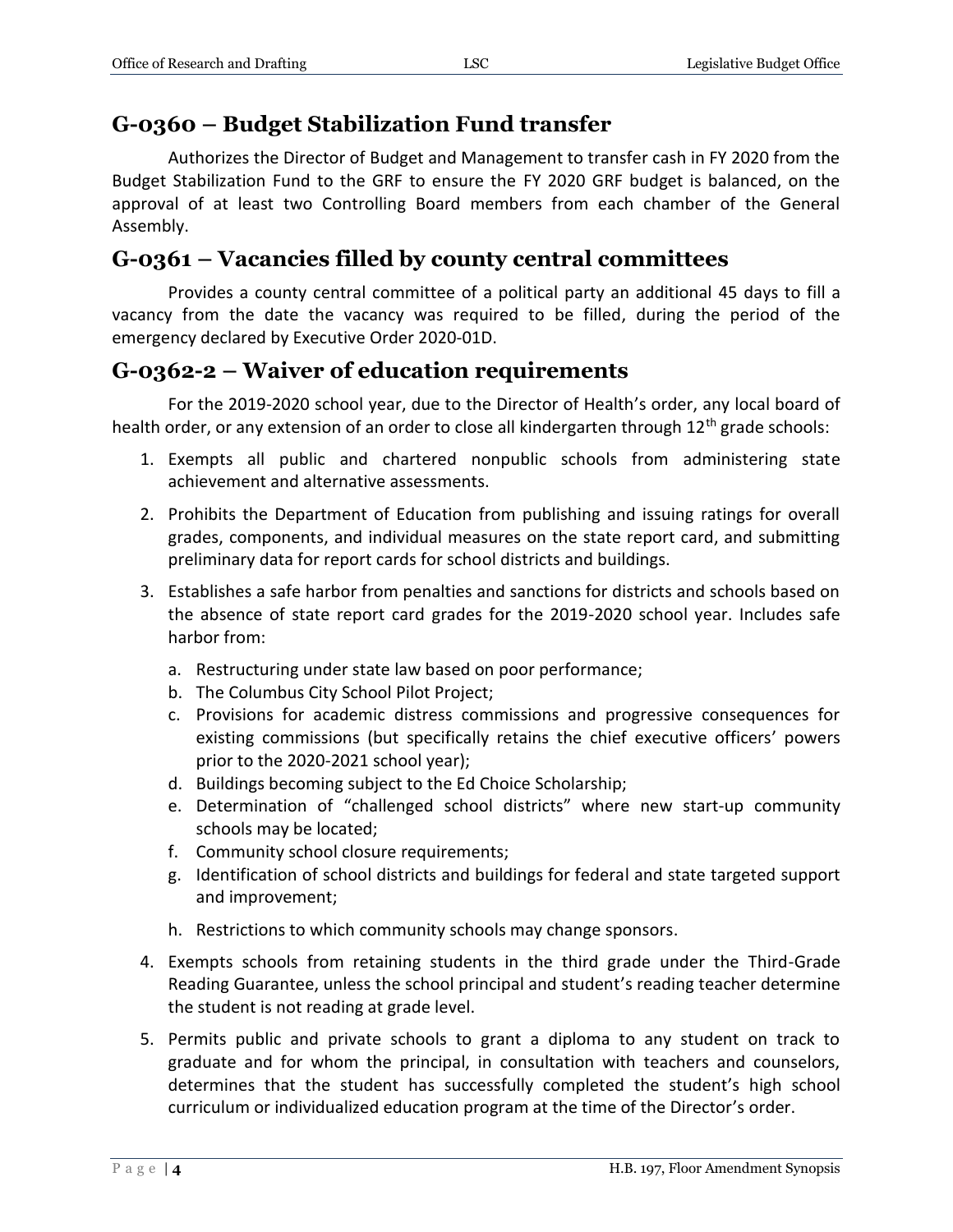## G-0360 – Budget Stabilization Fund transfer

Authorizes the Director of Budget and Management to transfer cash in FY 2020 from the Budget Stabilization Fund to the GRF to ensure the FY 2020 GRF budget is balanced, on the approval of at least two Controlling Board members from each chamber of the General Assembly.

## G-0361 – Vacancies filled by county central committees

Provides a county central committee of a political party an additional 45 days to fill a vacancy from the date the vacancy was required to be filled, during the period of the emergency declared by Executive Order 2020-01D.

## G-0362-2 – Waiver of education requirements

For the 2019-2020 school year, due to the Director of Health's order, any local board of health order, or any extension of an order to close all kindergarten through 12th grade schools:

1. Exempts all public and chartered nonpublic schools from administering state achievement and alternative assessments.
2. Prohibits the Department of Education from publishing and issuing ratings for overall grades, components, and individual measures on the state report card, and submitting preliminary data for report cards for school districts and buildings.
3. Establishes a safe harbor from penalties and sanctions for districts and schools based on the absence of state report card grades for the 2019-2020 school year. Includes safe harbor from:
    a. Restructuring under state law based on poor performance;
    b. The Columbus City School Pilot Project;
    c. Provisions for academic distress commissions and progressive consequences for existing commissions (but specifically retains the chief executive officers' powers prior to the 2020-2021 school year);
    d. Buildings becoming subject to the Ed Choice Scholarship;
    e. Determination of "challenged school districts" where new start-up community schools may be located;
    f. Community school closure requirements;
    g. Identification of school districts and buildings for federal and state targeted support and improvement;
    h. Restrictions to which community schools may change sponsors.
4. Exempts schools from retaining students in the third grade under the Third-Grade Reading Guarantee, unless the school principal and student's reading teacher determine the student is not reading at grade level.
5. Permits public and private schools to grant a diploma to any student on track to graduate and for whom the principal, in consultation with teachers and counselors, determines that the student has successfully completed the student's high school curriculum or individualized education program at the time of the Director's order.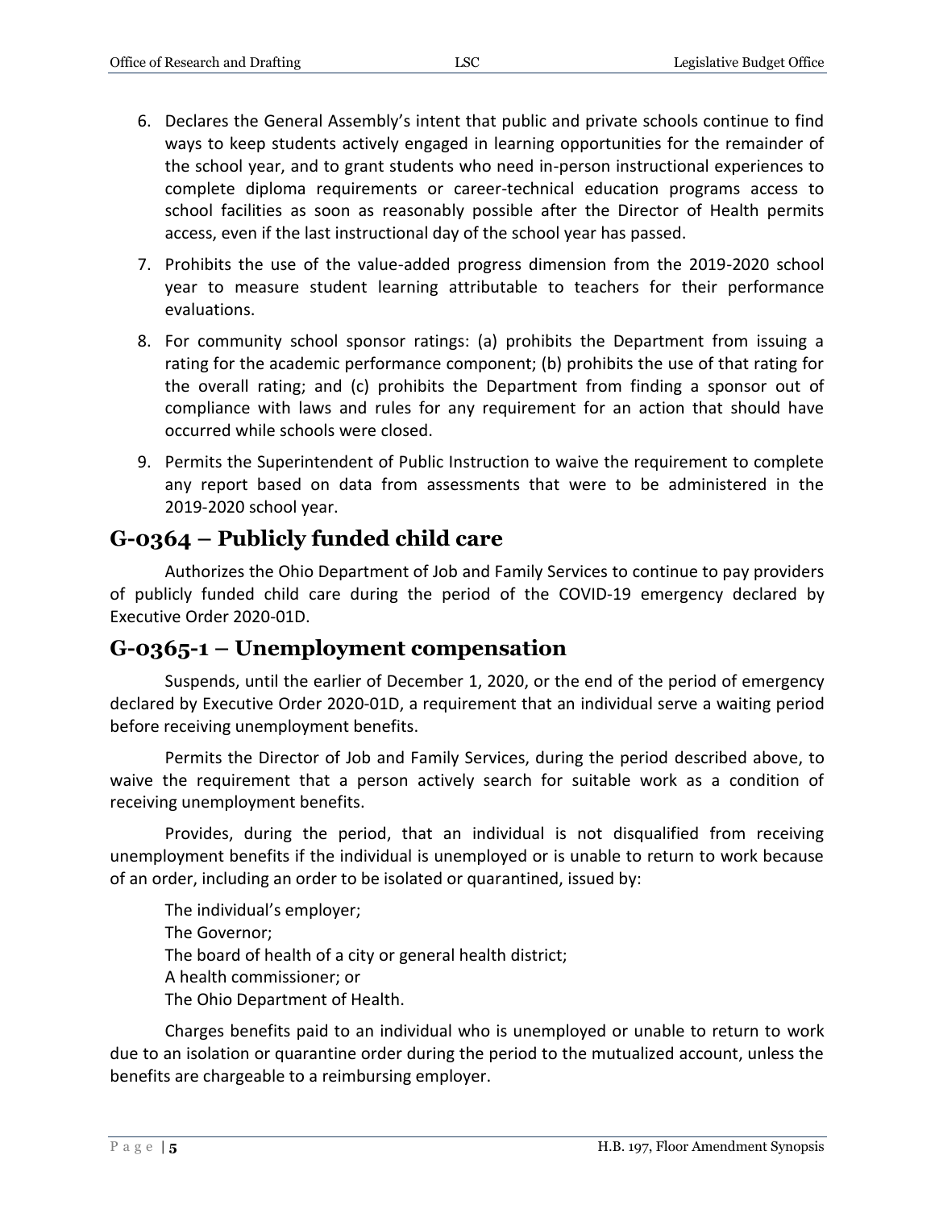6. Declares the General Assembly's intent that public and private schools continue to find ways to keep students actively engaged in learning opportunities for the remainder of the school year, and to grant students who need in-person instructional experiences to complete diploma requirements or career-technical education programs access to school facilities as soon as reasonably possible after the Director of Health permits access, even if the last instructional day of the school year has passed.
7. Prohibits the use of the value-added progress dimension from the 2019-2020 school year to measure student learning attributable to teachers for their performance evaluations.
8. For community school sponsor ratings: (a) prohibits the Department from issuing a rating for the academic performance component; (b) prohibits the use of that rating for the overall rating; and (c) prohibits the Department from finding a sponsor out of compliance with laws and rules for any requirement for an action that should have occurred while schools were closed.
9. Permits the Superintendent of Public Instruction to waive the requirement to complete any report based on data from assessments that were to be administered in the 2019-2020 school year.

## G-0364 – Publicly funded child care

Authorizes the Ohio Department of Job and Family Services to continue to pay providers of publicly funded child care during the period of the COVID-19 emergency declared by Executive Order 2020-01D.

## G-0365-1 – Unemployment compensation

Suspends, until the earlier of December 1, 2020, or the end of the period of emergency declared by Executive Order 2020-01D, a requirement that an individual serve a waiting period before receiving unemployment benefits.

Permits the Director of Job and Family Services, during the period described above, to waive the requirement that a person actively search for suitable work as a condition of receiving unemployment benefits.

Provides, during the period, that an individual is not disqualified from receiving unemployment benefits if the individual is unemployed or is unable to return to work because of an order, including an order to be isolated or quarantined, issued by:

The individual's employer;
The Governor;
The board of health of a city or general health district;
A health commissioner; or
The Ohio Department of Health.

Charges benefits paid to an individual who is unemployed or unable to return to work due to an isolation or quarantine order during the period to the mutualized account, unless the benefits are chargeable to a reimbursing employer.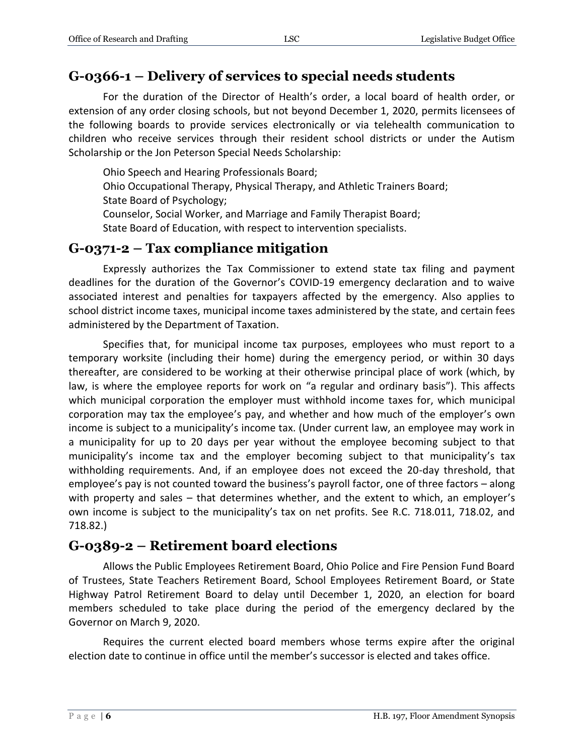## G-0366-1 – Delivery of services to special needs students

For the duration of the Director of Health's order, a local board of health order, or extension of any order closing schools, but not beyond December 1, 2020, permits licensees of the following boards to provide services electronically or via telehealth communication to children who receive services through their resident school districts or under the Autism Scholarship or the Jon Peterson Special Needs Scholarship:

Ohio Speech and Hearing Professionals Board;
Ohio Occupational Therapy, Physical Therapy, and Athletic Trainers Board;
State Board of Psychology;
Counselor, Social Worker, and Marriage and Family Therapist Board;
State Board of Education, with respect to intervention specialists.

## G-0371-2 – Tax compliance mitigation

Expressly authorizes the Tax Commissioner to extend state tax filing and payment deadlines for the duration of the Governor's COVID-19 emergency declaration and to waive associated interest and penalties for taxpayers affected by the emergency. Also applies to school district income taxes, municipal income taxes administered by the state, and certain fees administered by the Department of Taxation.

Specifies that, for municipal income tax purposes, employees who must report to a temporary worksite (including their home) during the emergency period, or within 30 days thereafter, are considered to be working at their otherwise principal place of work (which, by law, is where the employee reports for work on "a regular and ordinary basis"). This affects which municipal corporation the employer must withhold income taxes for, which municipal corporation may tax the employee's pay, and whether and how much of the employer's own income is subject to a municipality's income tax. (Under current law, an employee may work in a municipality for up to 20 days per year without the employee becoming subject to that municipality's income tax and the employer becoming subject to that municipality's tax withholding requirements. And, if an employee does not exceed the 20-day threshold, that employee's pay is not counted toward the business's payroll factor, one of three factors – along with property and sales – that determines whether, and the extent to which, an employer's own income is subject to the municipality's tax on net profits. See R.C. 718.011, 718.02, and 718.82.)

## G-0389-2 – Retirement board elections

Allows the Public Employees Retirement Board, Ohio Police and Fire Pension Fund Board of Trustees, State Teachers Retirement Board, School Employees Retirement Board, or State Highway Patrol Retirement Board to delay until December 1, 2020, an election for board members scheduled to take place during the period of the emergency declared by the Governor on March 9, 2020.

Requires the current elected board members whose terms expire after the original election date to continue in office until the member's successor is elected and takes office.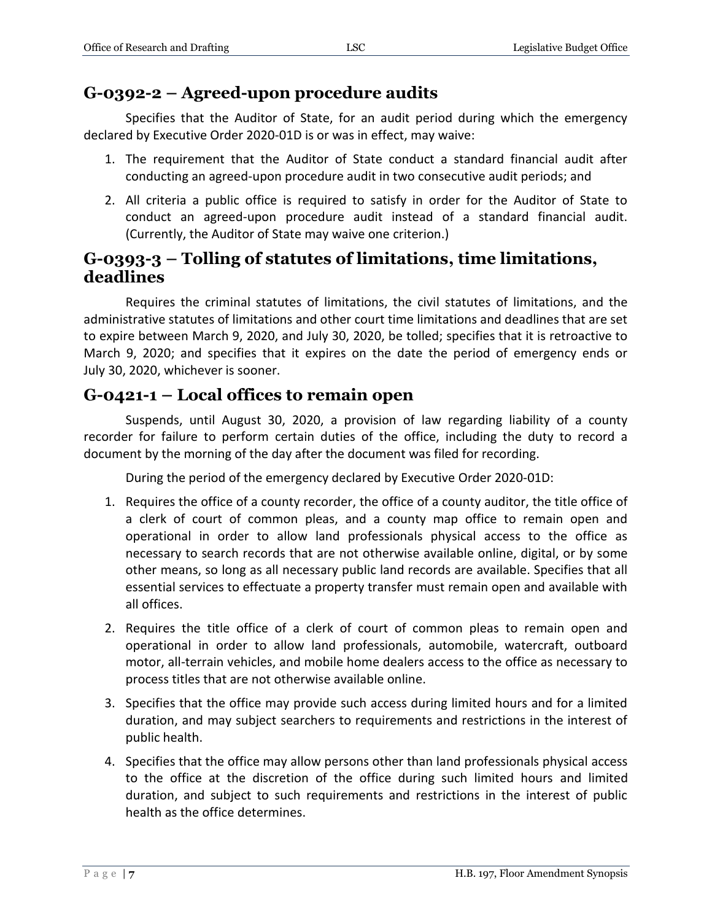## G-0392-2 – Agreed-upon procedure audits

Specifies that the Auditor of State, for an audit period during which the emergency declared by Executive Order 2020-01D is or was in effect, may waive:

1. The requirement that the Auditor of State conduct a standard financial audit after conducting an agreed-upon procedure audit in two consecutive audit periods; and
2. All criteria a public office is required to satisfy in order for the Auditor of State to conduct an agreed-upon procedure audit instead of a standard financial audit. (Currently, the Auditor of State may waive one criterion.)

## G-0393-3 – Tolling of statutes of limitations, time limitations, deadlines

Requires the criminal statutes of limitations, the civil statutes of limitations, and the administrative statutes of limitations and other court time limitations and deadlines that are set to expire between March 9, 2020, and July 30, 2020, be tolled; specifies that it is retroactive to March 9, 2020; and specifies that it expires on the date the period of emergency ends or July 30, 2020, whichever is sooner.

## G-0421-1 – Local offices to remain open

Suspends, until August 30, 2020, a provision of law regarding liability of a county recorder for failure to perform certain duties of the office, including the duty to record a document by the morning of the day after the document was filed for recording.

During the period of the emergency declared by Executive Order 2020-01D:

1. Requires the office of a county recorder, the office of a county auditor, the title office of a clerk of court of common pleas, and a county map office to remain open and operational in order to allow land professionals physical access to the office as necessary to search records that are not otherwise available online, digital, or by some other means, so long as all necessary public land records are available. Specifies that all essential services to effectuate a property transfer must remain open and available with all offices.
2. Requires the title office of a clerk of court of common pleas to remain open and operational in order to allow land professionals, automobile, watercraft, outboard motor, all-terrain vehicles, and mobile home dealers access to the office as necessary to process titles that are not otherwise available online.
3. Specifies that the office may provide such access during limited hours and for a limited duration, and may subject searchers to requirements and restrictions in the interest of public health.
4. Specifies that the office may allow persons other than land professionals physical access to the office at the discretion of the office during such limited hours and limited duration, and subject to such requirements and restrictions in the interest of public health as the office determines.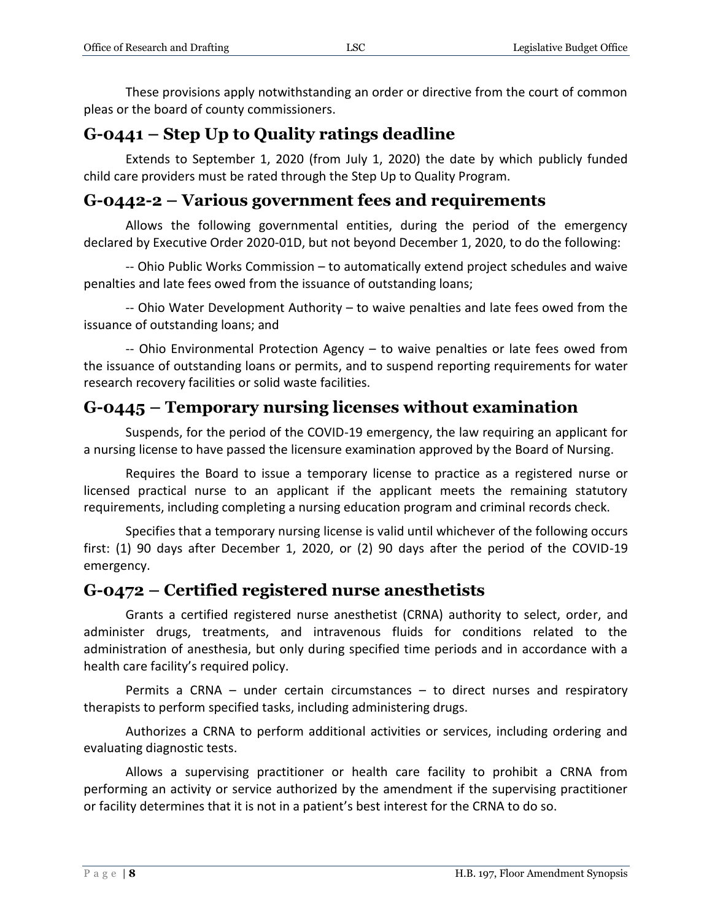These provisions apply notwithstanding an order or directive from the court of common pleas or the board of county commissioners.

## G-0441 – Step Up to Quality ratings deadline

Extends to September 1, 2020 (from July 1, 2020) the date by which publicly funded child care providers must be rated through the Step Up to Quality Program.

## G-0442-2 – Various government fees and requirements

Allows the following governmental entities, during the period of the emergency declared by Executive Order 2020-01D, but not beyond December 1, 2020, to do the following:

-- Ohio Public Works Commission – to automatically extend project schedules and waive penalties and late fees owed from the issuance of outstanding loans;

-- Ohio Water Development Authority – to waive penalties and late fees owed from the issuance of outstanding loans; and

-- Ohio Environmental Protection Agency – to waive penalties or late fees owed from the issuance of outstanding loans or permits, and to suspend reporting requirements for water research recovery facilities or solid waste facilities.

## G-0445 – Temporary nursing licenses without examination

Suspends, for the period of the COVID-19 emergency, the law requiring an applicant for a nursing license to have passed the licensure examination approved by the Board of Nursing.

Requires the Board to issue a temporary license to practice as a registered nurse or licensed practical nurse to an applicant if the applicant meets the remaining statutory requirements, including completing a nursing education program and criminal records check.

Specifies that a temporary nursing license is valid until whichever of the following occurs first: (1) 90 days after December 1, 2020, or (2) 90 days after the period of the COVID-19 emergency.

## G-0472 – Certified registered nurse anesthetists

Grants a certified registered nurse anesthetist (CRNA) authority to select, order, and administer drugs, treatments, and intravenous fluids for conditions related to the administration of anesthesia, but only during specified time periods and in accordance with a health care facility's required policy.

Permits a CRNA – under certain circumstances – to direct nurses and respiratory therapists to perform specified tasks, including administering drugs.

Authorizes a CRNA to perform additional activities or services, including ordering and evaluating diagnostic tests.

Allows a supervising practitioner or health care facility to prohibit a CRNA from performing an activity or service authorized by the amendment if the supervising practitioner or facility determines that it is not in a patient's best interest for the CRNA to do so.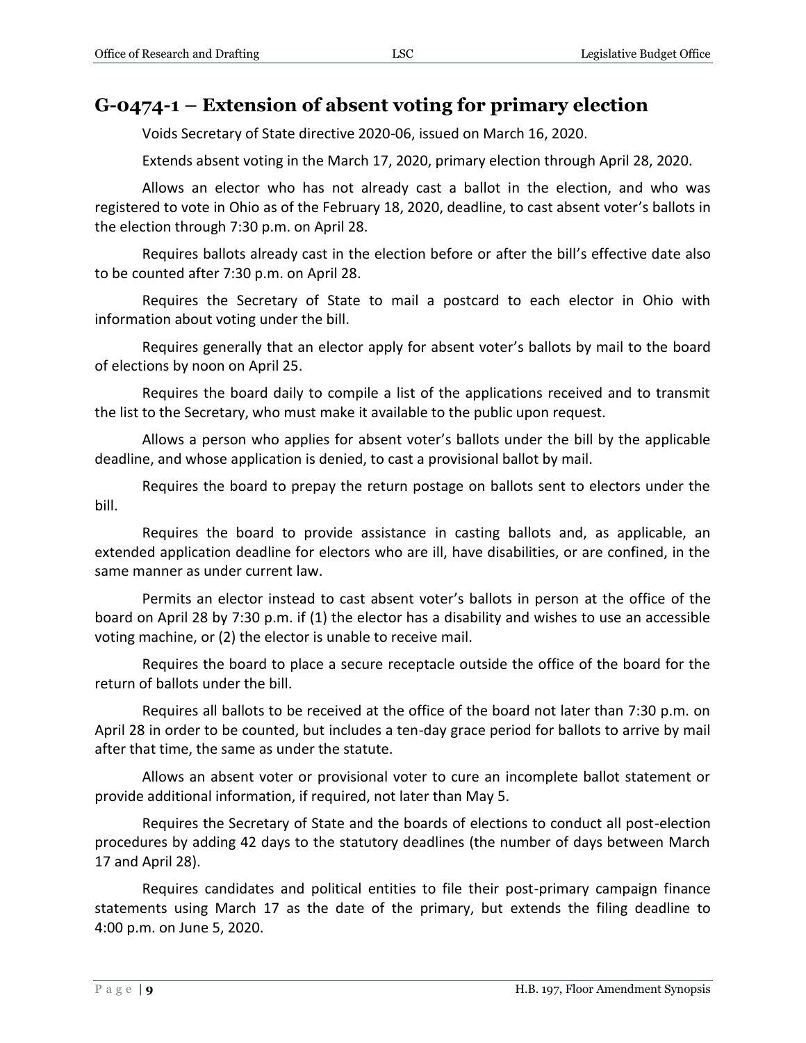## G-0474-1 – Extension of absent voting for primary election

Voids Secretary of State directive 2020-06, issued on March 16, 2020.

Extends absent voting in the March 17, 2020, primary election through April 28, 2020.

Allows an elector who has not already cast a ballot in the election, and who was registered to vote in Ohio as of the February 18, 2020, deadline, to cast absent voter's ballots in the election through 7:30 p.m. on April 28.

Requires ballots already cast in the election before or after the bill's effective date also to be counted after 7:30 p.m. on April 28.

Requires the Secretary of State to mail a postcard to each elector in Ohio with information about voting under the bill.

Requires generally that an elector apply for absent voter's ballots by mail to the board of elections by noon on April 25.

Requires the board daily to compile a list of the applications received and to transmit the list to the Secretary, who must make it available to the public upon request.

Allows a person who applies for absent voter's ballots under the bill by the applicable deadline, and whose application is denied, to cast a provisional ballot by mail.

Requires the board to prepay the return postage on ballots sent to electors under the bill.

Requires the board to provide assistance in casting ballots and, as applicable, an extended application deadline for electors who are ill, have disabilities, or are confined, in the same manner as under current law.

Permits an elector instead to cast absent voter's ballots in person at the office of the board on April 28 by 7:30 p.m. if (1) the elector has a disability and wishes to use an accessible voting machine, or (2) the elector is unable to receive mail.

Requires the board to place a secure receptacle outside the office of the board for the return of ballots under the bill.

Requires all ballots to be received at the office of the board not later than 7:30 p.m. on April 28 in order to be counted, but includes a ten-day grace period for ballots to arrive by mail after that time, the same as under the statute.

Allows an absent voter or provisional voter to cure an incomplete ballot statement or provide additional information, if required, not later than May 5.

Requires the Secretary of State and the boards of elections to conduct all post-election procedures by adding 42 days to the statutory deadlines (the number of days between March 17 and April 28).

Requires candidates and political entities to file their post-primary campaign finance statements using March 17 as the date of the primary, but extends the filing deadline to 4:00 p.m. on June 5, 2020.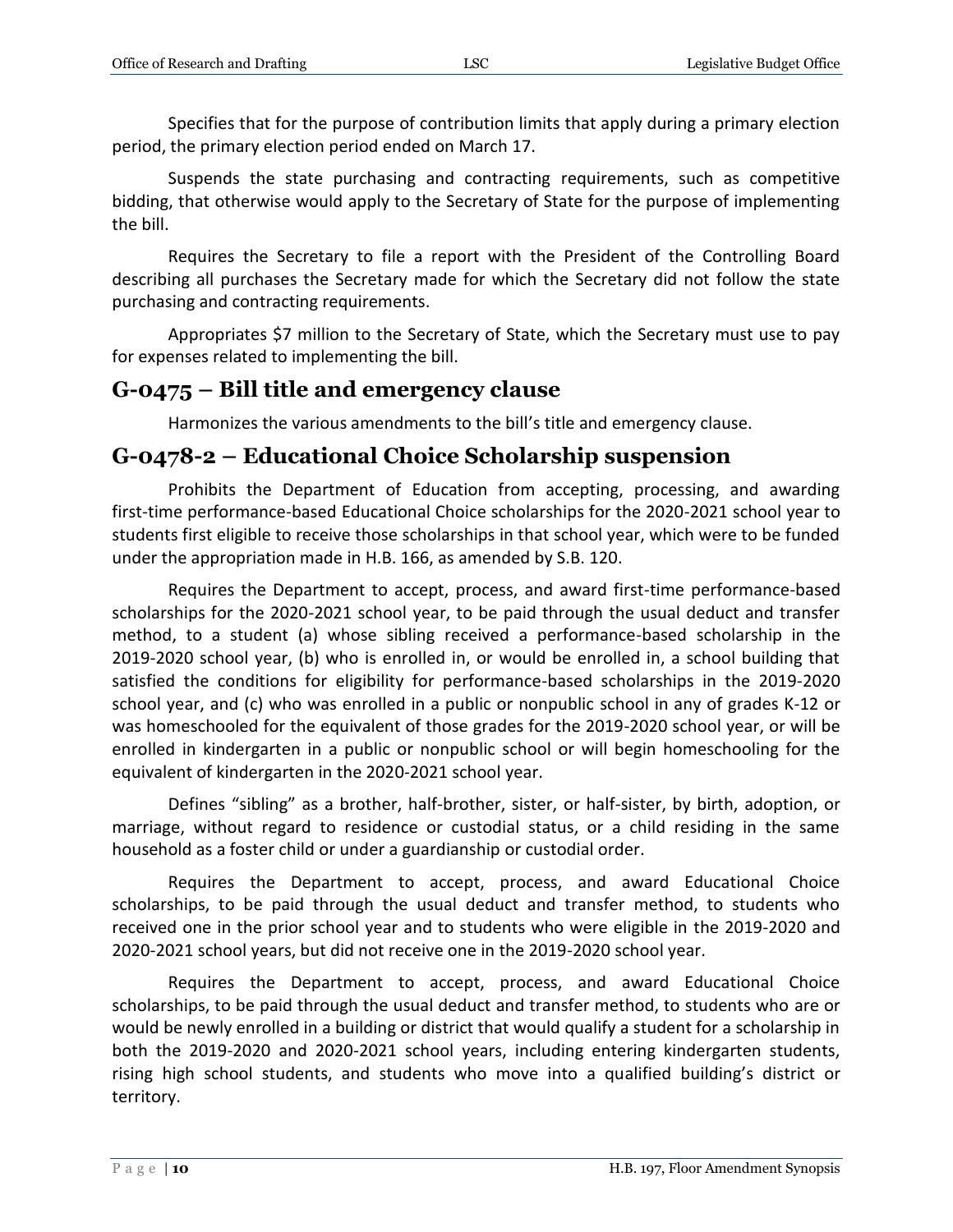Specifies that for the purpose of contribution limits that apply during a primary election period, the primary election period ended on March 17.

Suspends the state purchasing and contracting requirements, such as competitive bidding, that otherwise would apply to the Secretary of State for the purpose of implementing the bill.

Requires the Secretary to file a report with the President of the Controlling Board describing all purchases the Secretary made for which the Secretary did not follow the state purchasing and contracting requirements.

Appropriates $7 million to the Secretary of State, which the Secretary must use to pay for expenses related to implementing the bill.

## G-0475 – Bill title and emergency clause

Harmonizes the various amendments to the bill's title and emergency clause.

## G-0478-2 – Educational Choice Scholarship suspension

Prohibits the Department of Education from accepting, processing, and awarding first-time performance-based Educational Choice scholarships for the 2020-2021 school year to students first eligible to receive those scholarships in that school year, which were to be funded under the appropriation made in H.B. 166, as amended by S.B. 120.

Requires the Department to accept, process, and award first-time performance-based scholarships for the 2020-2021 school year, to be paid through the usual deduct and transfer method, to a student (a) whose sibling received a performance-based scholarship in the 2019-2020 school year, (b) who is enrolled in, or would be enrolled in, a school building that satisfied the conditions for eligibility for performance-based scholarships in the 2019-2020 school year, and (c) who was enrolled in a public or nonpublic school in any of grades K-12 or was homeschooled for the equivalent of those grades for the 2019-2020 school year, or will be enrolled in kindergarten in a public or nonpublic school or will begin homeschooling for the equivalent of kindergarten in the 2020-2021 school year.

Defines "sibling" as a brother, half-brother, sister, or half-sister, by birth, adoption, or marriage, without regard to residence or custodial status, or a child residing in the same household as a foster child or under a guardianship or custodial order.

Requires the Department to accept, process, and award Educational Choice scholarships, to be paid through the usual deduct and transfer method, to students who received one in the prior school year and to students who were eligible in the 2019-2020 and 2020-2021 school years, but did not receive one in the 2019-2020 school year.

Requires the Department to accept, process, and award Educational Choice scholarships, to be paid through the usual deduct and transfer method, to students who are or would be newly enrolled in a building or district that would qualify a student for a scholarship in both the 2019-2020 and 2020-2021 school years, including entering kindergarten students, rising high school students, and students who move into a qualified building's district or territory.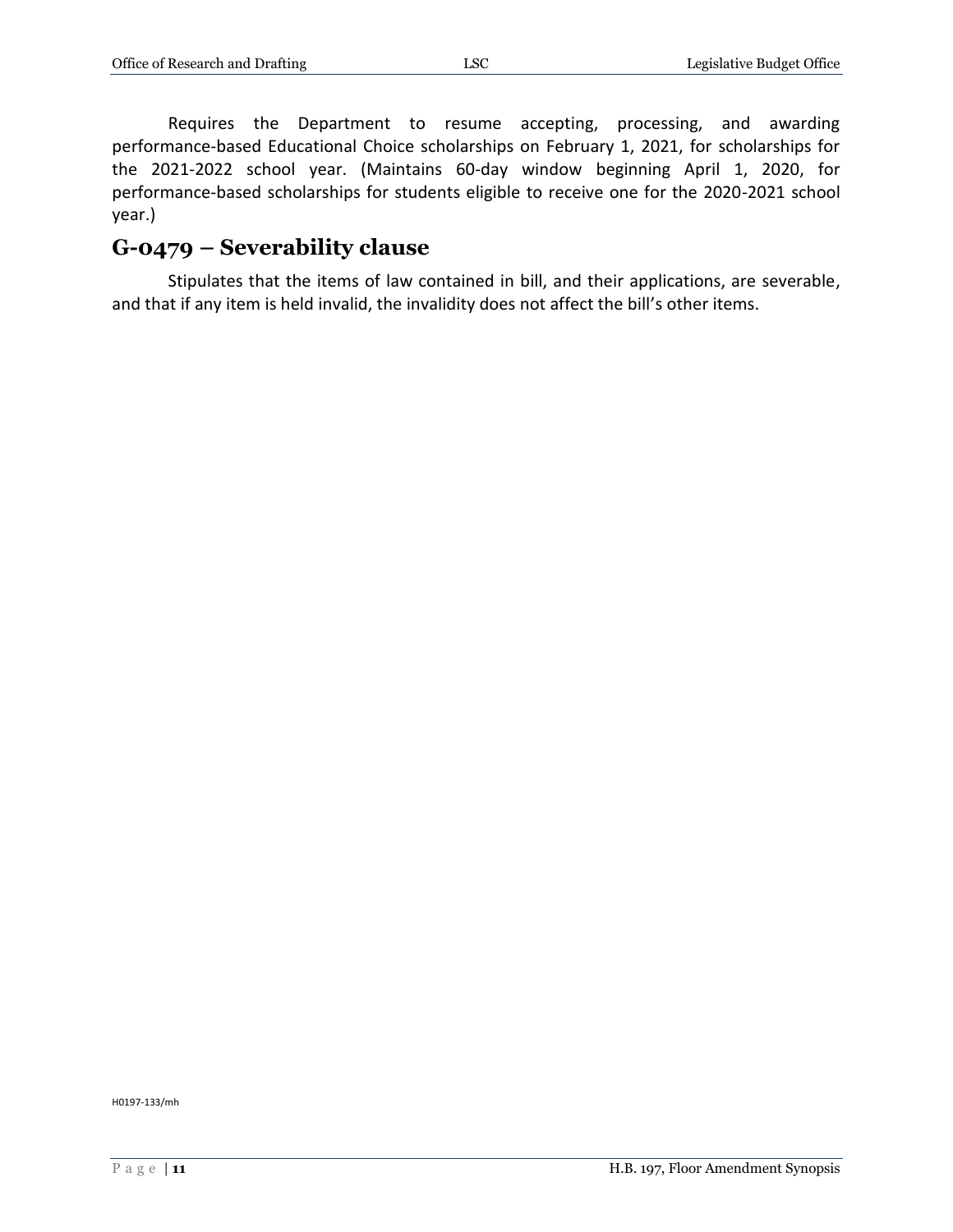Requires the Department to resume accepting, processing, and awarding performance-based Educational Choice scholarships on February 1, 2021, for scholarships for the 2021-2022 school year. (Maintains 60-day window beginning April 1, 2020, for performance-based scholarships for students eligible to receive one for the 2020-2021 school year.)

## G-0479 – Severability clause

Stipulates that the items of law contained in bill, and their applications, are severable, and that if any item is held invalid, the invalidity does not affect the bill's other items.

H0197-133/mh